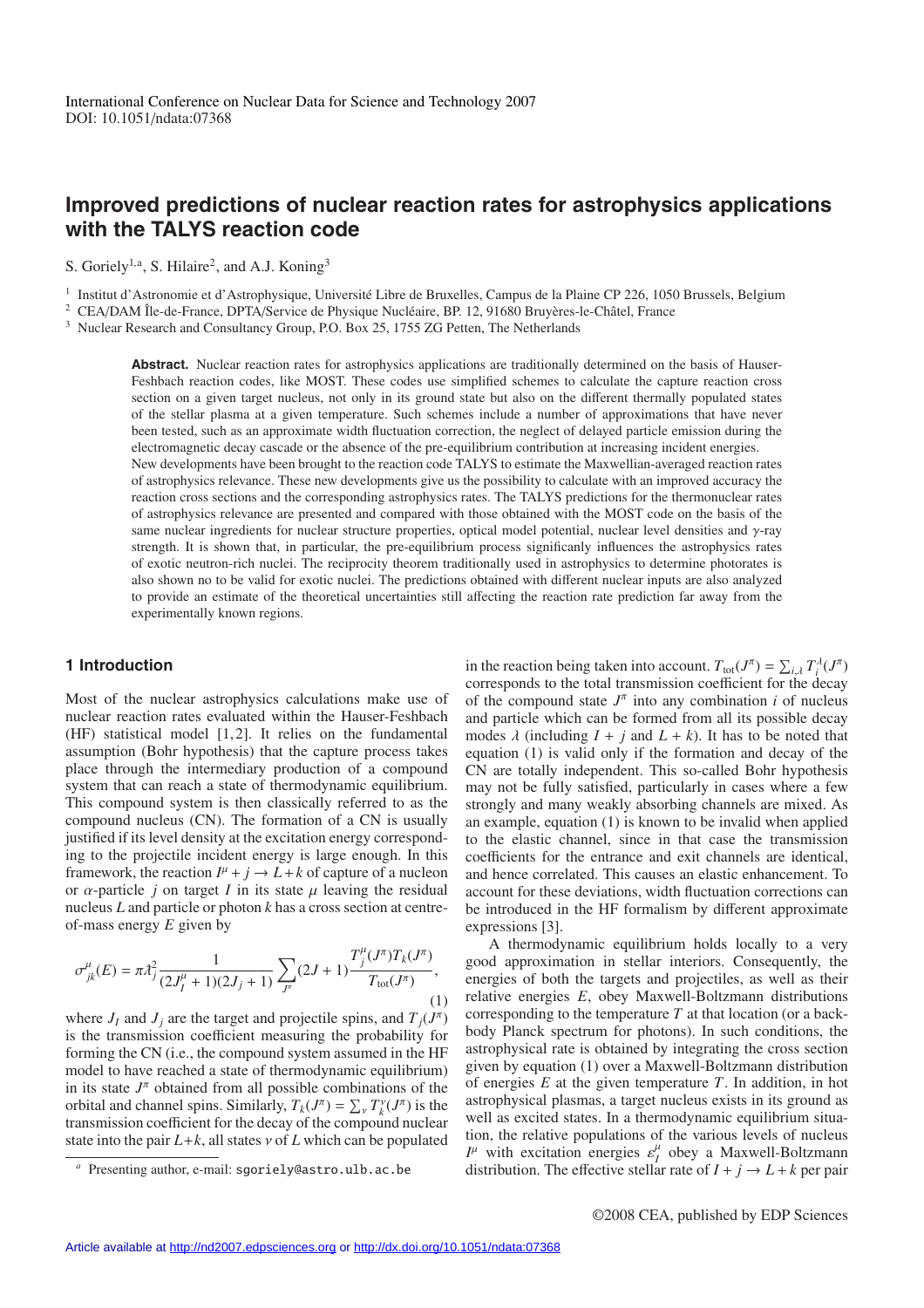# Improved predictions of nuclear reaction rates for astrophysics applications with the TALYS reaction code

S. Goriely[1,a], S. Hilaire[2], and A.J. Koning[3]

[1] Institut d'Astronomie et d'Astrophysique, Université Libre de Bruxelles, Campus de la Plaine CP 226, 1050 Brussels, Belgium
[2] CEA/DAM Île-de-France, DPTA/Service de Physique Nucléaire, BP. 12, 91680 Bruyères-le-Châtel, France
[3] Nuclear Research and Consultancy Group, P.O. Box 25, 1755 ZG Petten, The Netherlands

**Abstract.** Nuclear reaction rates for astrophysics applications are traditionally determined on the basis of Hauser-Feshbach reaction codes, like MOST. These codes use simplified schemes to calculate the capture reaction cross section on a given target nucleus, not only in its ground state but also on the different thermally populated states of the stellar plasma at a given temperature. Such schemes include a number of approximations that have never been tested, such as an approximate width fluctuation correction, the neglect of delayed particle emission during the electromagnetic decay cascade or the absence of the pre-equilibrium contribution at increasing incident energies. New developments have been brought to the reaction code TALYS to estimate the Maxwellian-averaged reaction rates of astrophysics relevance. These new developments give us the possibility to calculate with an improved accuracy the reaction cross sections and the corresponding astrophysics rates. The TALYS predictions for the thermonuclear rates of astrophysics relevance are presented and compared with those obtained with the MOST code on the basis of the same nuclear ingredients for nuclear structure properties, optical model potential, nuclear level densities and $\gamma$-ray strength. It is shown that, in particular, the pre-equilibrium process significanly influences the astrophysics rates of exotic neutron-rich nuclei. The reciprocity theorem traditionally used in astrophysics to determine photorates is also shown no to be valid for exotic nuclei. The predictions obtained with different nuclear inputs are also analyzed to provide an estimate of the theoretical uncertainties still affecting the reaction rate prediction far away from the experimentally known regions.

## 1 Introduction

Most of the nuclear astrophysics calculations make use of nuclear reaction rates evaluated within the Hauser-Feshbach (HF) statistical model [1,2]. It relies on the fundamental assumption (Bohr hypothesis) that the capture process takes place through the intermediary production of a compound system that can reach a state of thermodynamic equilibrium. This compound system is then classically referred to as the compound nucleus (CN). The formation of a CN is usually justified if its level density at the excitation energy corresponding to the projectile incident energy is large enough. In this framework, the reaction $I^\mu + j \rightarrow L + k$ of capture of a nucleon or $\alpha$-particle $j$ on target $I$ in its state $\mu$ leaving the residual nucleus $L$ and particle or photon $k$ has a cross section at centre-of-mass energy $E$ given by

$$\sigma^\mu_{jk}(E) = \pi \lambda_j^2 \frac{1}{(2J_I^\mu + 1)(2J_j + 1)} \sum_{J^\pi} (2J+1) \frac{T_j^\mu(J^\pi) T_k(J^\pi)}{T_{\rm tot}(J^\pi)}, \tag{1}$$

where $J_I$ and $J_j$ are the target and projectile spins, and $T_j(J^\pi)$ is the transmission coefficient measuring the probability for forming the CN (i.e., the compound system assumed in the HF model to have reached a state of thermodynamic equilibrium) in its state $J^\pi$ obtained from all possible combinations of the orbital and channel spins. Similarly, $T_k(J^\pi) = \sum_\nu T_k^\nu(J^\pi)$ is the transmission coefficient for the decay of the compound nuclear state into the pair $L+k$, all states $\nu$ of $L$ which can be populated in the reaction being taken into account. $T_{\rm tot}(J^\pi) = \sum_{i,\lambda} T_i^\lambda(J^\pi)$ corresponds to the total transmission coefficient for the decay of the compound state $J^\pi$ into any combination $i$ of nucleus and particle which can be formed from all its possible decay modes $\lambda$ (including $I + j$ and $L + k$). It has to be noted that equation (1) is valid only if the formation and decay of the CN are totally independent. This so-called Bohr hypothesis may not be fully satisfied, particularly in cases where a few strongly and many weakly absorbing channels are mixed. As an example, equation (1) is known to be invalid when applied to the elastic channel, since in that case the transmission coefficients for the entrance and exit channels are identical, and hence correlated. This causes an elastic enhancement. To account for these deviations, width fluctuation corrections can be introduced in the HF formalism by different approximate expressions [3].

A thermodynamic equilibrium holds locally to a very good approximation in stellar interiors. Consequently, the energies of both the targets and projectiles, as well as their relative energies $E$, obey Maxwell-Boltzmann distributions corresponding to the temperature $T$ at that location (or a backbody Planck spectrum for photons). In such conditions, the astrophysical rate is obtained by integrating the cross section given by equation (1) over a Maxwell-Boltzmann distribution of energies $E$ at the given temperature $T$. In addition, in hot astrophysical plasmas, a target nucleus exists in its ground as well as excited states. In a thermodynamic equilibrium situation, the relative populations of the various levels of nucleus $I^\mu$ with excitation energies $\varepsilon_I^\mu$ obey a Maxwell-Boltzmann distribution. The effective stellar rate of $I + j \rightarrow L + k$ per pair

[a] Presenting author, e-mail: sgoriely@astro.ulb.ac.be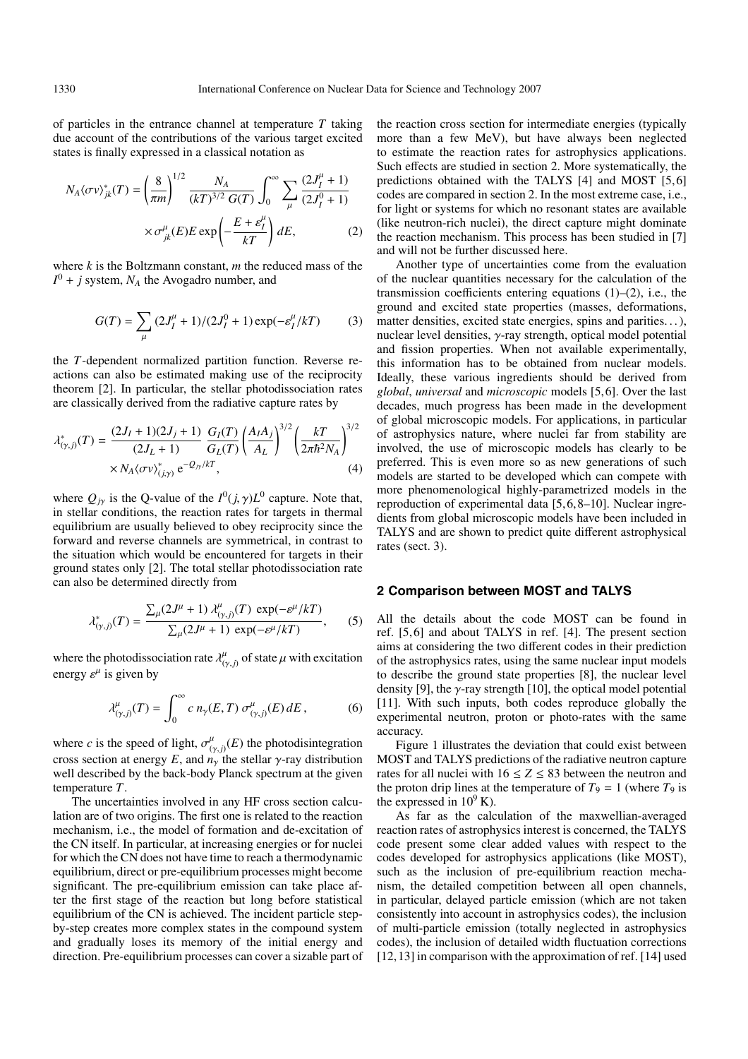of particles in the entrance channel at temperature $T$ taking due account of the contributions of the various target excited states is finally expressed in a classical notation as

$$N_A\langle\sigma v\rangle^*_{jk}(T) = \left(\frac{8}{\pi m}\right)^{1/2} \frac{N_A}{(kT)^{3/2}\, G(T)} \int_0^\infty \sum_\mu \frac{(2J_I^\mu + 1)}{(2J_I^0 + 1)} \times \sigma^\mu_{jk}(E) E \exp\left(-\frac{E + \varepsilon_I^\mu}{kT}\right) dE, \qquad (2)$$

where $k$ is the Boltzmann constant, $m$ the reduced mass of the $I^0 + j$ system, $N_A$ the Avogadro number, and

$$G(T) = \sum_\mu (2J_I^\mu + 1)/(2J_I^0 + 1) \exp(-\varepsilon_I^\mu/kT) \qquad (3)$$

the $T$-dependent normalized partition function. Reverse reactions can also be estimated making use of the reciprocity theorem [2]. In particular, the stellar photodissociation rates are classically derived from the radiative capture rates by

$$\lambda^*_{(\gamma,j)}(T) = \frac{(2J_I + 1)(2J_j + 1)}{(2J_L + 1)} \frac{G_I(T)}{G_L(T)} \left(\frac{A_I A_j}{A_L}\right)^{3/2} \left(\frac{kT}{2\pi\hbar^2 N_A}\right)^{3/2} \times N_A\langle\sigma v\rangle^*_{(j,\gamma)}\, \mathrm{e}^{-Q_{j\gamma}/kT}, \qquad (4)$$

where $Q_{j\gamma}$ is the Q-value of the $I^0(j,\gamma)L^0$ capture. Note that, in stellar conditions, the reaction rates for targets in thermal equilibrium are usually believed to obey reciprocity since the forward and reverse channels are symmetrical, in contrast to the situation which would be encountered for targets in their ground states only [2]. The total stellar photodissociation rate can also be determined directly from

$$\lambda^*_{(\gamma,j)}(T) = \frac{\sum_\mu (2J^\mu + 1)\, \lambda^\mu_{(\gamma,j)}(T)\, \exp(-\varepsilon^\mu/kT)}{\sum_\mu (2J^\mu + 1)\, \exp(-\varepsilon^\mu/kT)}, \qquad (5)$$

where the photodissociation rate $\lambda^\mu_{(\gamma,j)}$ of state $\mu$ with excitation energy $\varepsilon^\mu$ is given by

$$\lambda^\mu_{(\gamma,j)}(T) = \int_0^\infty c\, n_\gamma(E,T)\, \sigma^\mu_{(\gamma,j)}(E)\, dE\,, \qquad (6)$$

where $c$ is the speed of light, $\sigma^\mu_{(\gamma,j)}(E)$ the photodisintegration cross section at energy $E$, and $n_\gamma$ the stellar $\gamma$-ray distribution well described by the back-body Planck spectrum at the given temperature $T$.

The uncertainties involved in any HF cross section calculation are of two origins. The first one is related to the reaction mechanism, i.e., the model of formation and de-excitation of the CN itself. In particular, at increasing energies or for nuclei for which the CN does not have time to reach a thermodynamic equilibrium, direct or pre-equilibrium processes might become significant. The pre-equilibrium emission can take place after the first stage of the reaction but long before statistical equilibrium of the CN is achieved. The incident particle step-by-step creates more complex states in the compound system and gradually loses its memory of the initial energy and direction. Pre-equilibrium processes can cover a sizable part of the reaction cross section for intermediate energies (typically more than a few MeV), but have always been neglected to estimate the reaction rates for astrophysics applications. Such effects are studied in section 2. More systematically, the predictions obtained with the TALYS [4] and MOST [5,6] codes are compared in section 2. In the most extreme case, i.e., for light or systems for which no resonant states are available (like neutron-rich nuclei), the direct capture might dominate the reaction mechanism. This process has been studied in [7] and will not be further discussed here.

Another type of uncertainties come from the evaluation of the nuclear quantities necessary for the calculation of the transmission coefficients entering equations (1)–(2), i.e., the ground and excited state properties (masses, deformations, matter densities, excited state energies, spins and parities. . . ), nuclear level densities, $\gamma$-ray strength, optical model potential and fission properties. When not available experimentally, this information has to be obtained from nuclear models. Ideally, these various ingredients should be derived from *global*, *universal* and *microscopic* models [5,6]. Over the last decades, much progress has been made in the development of global microscopic models. For applications, in particular of astrophysics nature, where nuclei far from stability are involved, the use of microscopic models has clearly to be preferred. This is even more so as new generations of such models are started to be developed which can compete with more phenomenological highly-parametrized models in the reproduction of experimental data [5,6,8–10]. Nuclear ingredients from global microscopic models have been included in TALYS and are shown to predict quite different astrophysical rates (sect. 3).

## 2 Comparison between MOST and TALYS

All the details about the code MOST can be found in ref. [5,6] and about TALYS in ref. [4]. The present section aims at considering the two different codes in their prediction of the astrophysics rates, using the same nuclear input models to describe the ground state properties [8], the nuclear level density [9], the $\gamma$-ray strength [10], the optical model potential [11]. With such inputs, both codes reproduce globally the experimental neutron, proton or photo-rates with the same accuracy.

Figure 1 illustrates the deviation that could exist between MOST and TALYS predictions of the radiative neutron capture rates for all nuclei with $16 \le Z \le 83$ between the neutron and the proton drip lines at the temperature of $T_9 = 1$ (where $T_9$ is the expressed in $10^9$ K).

As far as the calculation of the maxwellian-averaged reaction rates of astrophysics interest is concerned, the TALYS code present some clear added values with respect to the codes developed for astrophysics applications (like MOST), such as the inclusion of pre-equilibrium reaction mechanism, the detailed competition between all open channels, in particular, delayed particle emission (which are not taken consistently into account in astrophysics codes), the inclusion of multi-particle emission (totally neglected in astrophysics codes), the inclusion of detailed width fluctuation corrections [12,13] in comparison with the approximation of ref. [14] used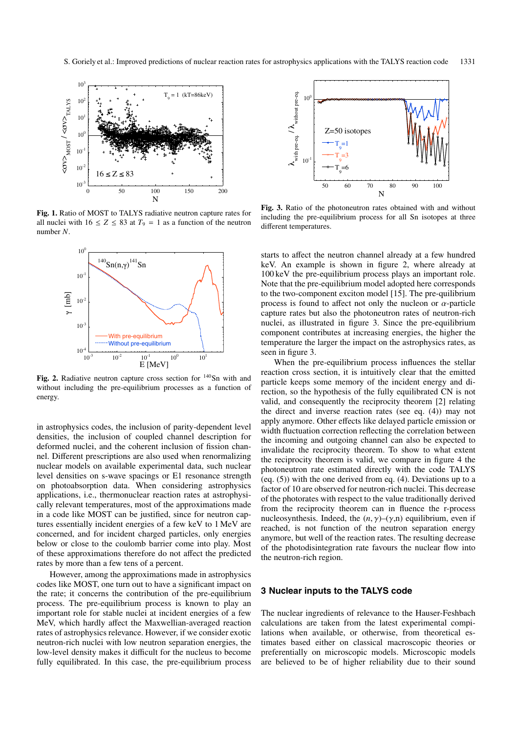16 ≤ Z ≤ 83

T$_9$ = 1 (kT=86keV)

$<\sigma v>_{MOST} / <\sigma v>_{TALYS}$

N

**Fig. 1.** Ratio of MOST to TALYS radiative neutron capture rates for all nuclei with $16 \leq Z \leq 83$ at $T_9 = 1$ as a function of the neutron number $N$.

$^{140}$Sn(n,γ)$^{141}$Sn

With pre-equilibrium

Without pre-equilibrium

γ [mb]

E [MeV]

**Fig. 2.** Radiative neutron capture cross section for $^{140}$Sn with and without including the pre-equilibrium processes as a function of energy.

in astrophysics codes, the inclusion of parity-dependent level densities, the inclusion of coupled channel description for deformed nuclei, and the coherent inclusion of fission channel. Different prescriptions are also used when renormalizing nuclear models on available experimental data, such nuclear level densities on s-wave spacings or E1 resonance strength on photoabsorption data. When considering astrophysics applications, i.e., thermonuclear reaction rates at astrophysically relevant temperatures, most of the approximations made in a code like MOST can be justified, since for neutron captures essentially incident energies of a few keV to 1 MeV are concerned, and for incident charged particles, only energies below or close to the coulomb barrier come into play. Most of these approximations therefore do not affect the predicted rates by more than a few tens of a percent.

However, among the approximations made in astrophysics codes like MOST, one turn out to have a significant impact on the rate; it concerns the contribution of the pre-equilibrium process. The pre-equilibrium process is known to play an important role for stable nuclei at incident energies of a few MeV, which hardly affect the Maxwellian-averaged reaction rates of astrophysics relevance. However, if we consider exotic neutron-rich nuclei with low neutron separation energies, the low-level density makes it difficult for the nucleus to become fully equilibrated. In this case, the pre-equilibrium process

Z=50 isotopes

T$_9$=1

T$_9$=3

T$_9$=6

$\lambda_{with\ pre\text{-}eq.} / \lambda_{without\ pre\text{-}eq.}$

N

**Fig. 3.** Ratio of the photoneutron rates obtained with and without including the pre-equilibrium process for all Sn isotopes at three different temperatures.

starts to affect the neutron channel already at a few hundred keV. An example is shown in figure 2, where already at 100 keV the pre-equilibrium process plays an important role. Note that the pre-equilibrium model adopted here corresponds to the two-component exciton model [15]. The pre-quilibrium process is found to affect not only the nucleon or $\alpha$-particle capture rates but also the photoneutron rates of neutron-rich nuclei, as illustrated in figure 3. Since the pre-equilibrium component contributes at increasing energies, the higher the temperature the larger the impact on the astrophysics rates, as seen in figure 3.

When the pre-equilibrium process influences the stellar reaction cross section, it is intuitively clear that the emitted particle keeps some memory of the incident energy and direction, so the hypothesis of the fully equilibrated CN is not valid, and consequently the reciprocity theorem [2] relating the direct and inverse reaction rates (see eq. (4)) may not apply anymore. Other effects like delayed particle emission or width fluctuation correction reflecting the correlation between the incoming and outgoing channel can also be expected to invalidate the reciprocity theorem. To show to what extent the reciprocity theorem is valid, we compare in figure 4 the photoneutron rate estimated directly with the code TALYS (eq. (5)) with the one derived from eq. (4). Deviations up to a factor of 10 are observed for neutron-rich nuclei. This decrease of the photorates with respect to the value traditionally derived from the reciprocity theorem can in fluence the r-process nucleosynthesis. Indeed, the $(n,\gamma)$–$(\gamma$,n) equilibrium, even if reached, is not function of the neutron separation energy anymore, but well of the reaction rates. The resulting decrease of the photodisintegration rate favours the nuclear flow into the neutron-rich region.

## 3 Nuclear inputs to the TALYS code

The nuclear ingredients of relevance to the Hauser-Feshbach calculations are taken from the latest experimental compilations when available, or otherwise, from theoretical estimates based either on classical macroscopic theories or preferentially on microscopic models. Microscopic models are believed to be of higher reliability due to their sound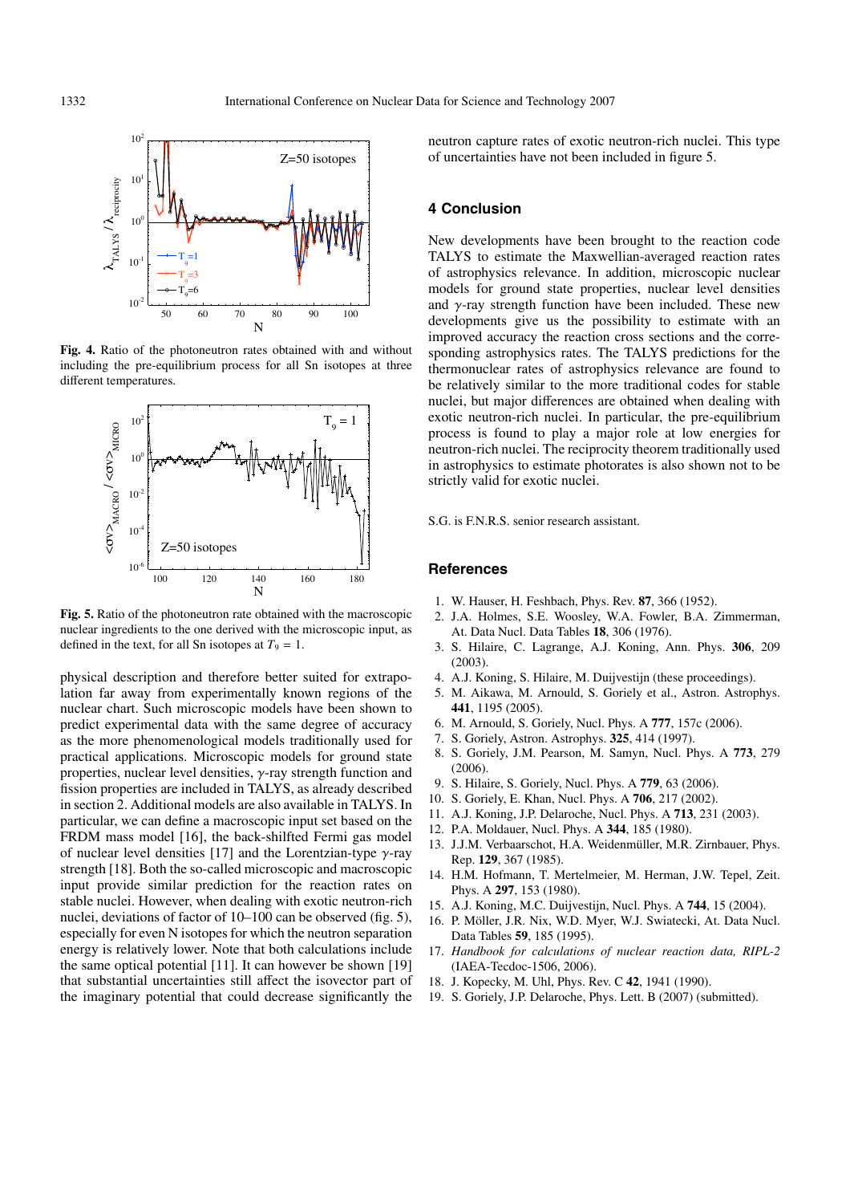Z=50 isotopes

$\lambda_{TALYS} / \lambda_{reciprocity}$

$10^{2}$

$10^{1}$

$10^{0}$

$10^{-1}$

$10^{-2}$

50 60 70 80 90 100

N

$T_9=1$

$T_9=3$

$T_9=6$

**Fig. 4.** Ratio of the photoneutron rates obtained with and without including the pre-equilibrium process for all Sn isotopes at three different temperatures.

$T_9 = 1$

Z=50 isotopes

$<\sigma v>_{MACRO} / <\sigma v>_{MICRO}$

$10^{2}$

$10^{0}$

$10^{-2}$

$10^{-4}$

$10^{-6}$

100 120 140 160 180

N

**Fig. 5.** Ratio of the photoneutron rate obtained with the macroscopic nuclear ingredients to the one derived with the microscopic input, as defined in the text, for all Sn isotopes at $T_9 = 1$.

physical description and therefore better suited for extrapolation far away from experimentally known regions of the nuclear chart. Such microscopic models have been shown to predict experimental data with the same degree of accuracy as the more phenomenological models traditionally used for practical applications. Microscopic models for ground state properties, nuclear level densities, $\gamma$-ray strength function and fission properties are included in TALYS, as already described in section 2. Additional models are also available in TALYS. In particular, we can define a macroscopic input set based on the FRDM mass model [16], the back-shiftetd Fermi gas model of nuclear level densities [17] and the Lorentzian-type $\gamma$-ray strength [18]. Both the so-called microscopic and macroscopic input provide similar prediction for the reaction rates on stable nuclei. However, when dealing with exotic neutron-rich nuclei, deviations of factor of 10–100 can be observed (fig. 5), especially for even N isotopes for which the neutron separation energy is relatively lower. Note that both calculations include the same optical potential [11]. It can however be shown [19] that substantial uncertainties still affect the isovector part of the imaginary potential that could decrease significantly the neutron capture rates of exotic neutron-rich nuclei. This type of uncertainties have not been included in figure 5.

## 4 Conclusion

New developments have been brought to the reaction code TALYS to estimate the Maxwellian-averaged reaction rates of astrophysics relevance. In addition, microscopic nuclear models for ground state properties, nuclear level densities and $\gamma$-ray strength function have been included. These new developments give us the possibility to estimate with an improved accuracy the reaction cross sections and the corresponding astrophysics rates. The TALYS predictions for the thermonuclear rates of astrophysics relevance are found to be relatively similar to the more traditional codes for stable nuclei, but major differences are obtained when dealing with exotic neutron-rich nuclei. In particular, the pre-equilibrium process is found to play a major role at low energies for neutron-rich nuclei. The reciprocity theorem traditionally used in astrophysics to estimate photorates is also shown not to be strictly valid for exotic nuclei.

S.G. is F.N.R.S. senior research assistant.

## References

1. W. Hauser, H. Feshbach, Phys. Rev. **87**, 366 (1952).
2. J.A. Holmes, S.E. Woosley, W.A. Fowler, B.A. Zimmerman, At. Data Nucl. Data Tables **18**, 306 (1976).
3. S. Hilaire, C. Lagrange, A.J. Koning, Ann. Phys. **306**, 209 (2003).
4. A.J. Koning, S. Hilaire, M. Duijvestijn (these proceedings).
5. M. Aikawa, M. Arnould, S. Goriely et al., Astron. Astrophys. **441**, 1195 (2005).
6. M. Arnould, S. Goriely, Nucl. Phys. A **777**, 157c (2006).
7. S. Goriely, Astron. Astrophys. **325**, 414 (1997).
8. S. Goriely, J.M. Pearson, M. Samyn, Nucl. Phys. A **773**, 279 (2006).
9. S. Hilaire, S. Goriely, Nucl. Phys. A **779**, 63 (2006).
10. S. Goriely, E. Khan, Nucl. Phys. A **706**, 217 (2002).
11. A.J. Koning, J.P. Delaroche, Nucl. Phys. A **713**, 231 (2003).
12. P.A. Moldauer, Nucl. Phys. A **344**, 185 (1980).
13. J.J.M. Verbaarschot, H.A. Weidenmüller, M.R. Zirnbauer, Phys. Rep. **129**, 367 (1985).
14. H.M. Hofmann, T. Mertelmeier, M. Herman, J.W. Tepel, Zeit. Phys. A **297**, 153 (1980).
15. A.J. Koning, M.C. Duijvestijn, Nucl. Phys. A **744**, 15 (2004).
16. P. Möller, J.R. Nix, W.D. Myer, W.J. Swiatecki, At. Data Nucl. Data Tables **59**, 185 (1995).
17. *Handbook for calculations of nuclear reaction data, RIPL-2* (IAEA-Tecdoc-1506, 2006).
18. J. Kopecky, M. Uhl, Phys. Rev. C **42**, 1941 (1990).
19. S. Goriely, J.P. Delaroche, Phys. Lett. B (2007) (submitted).